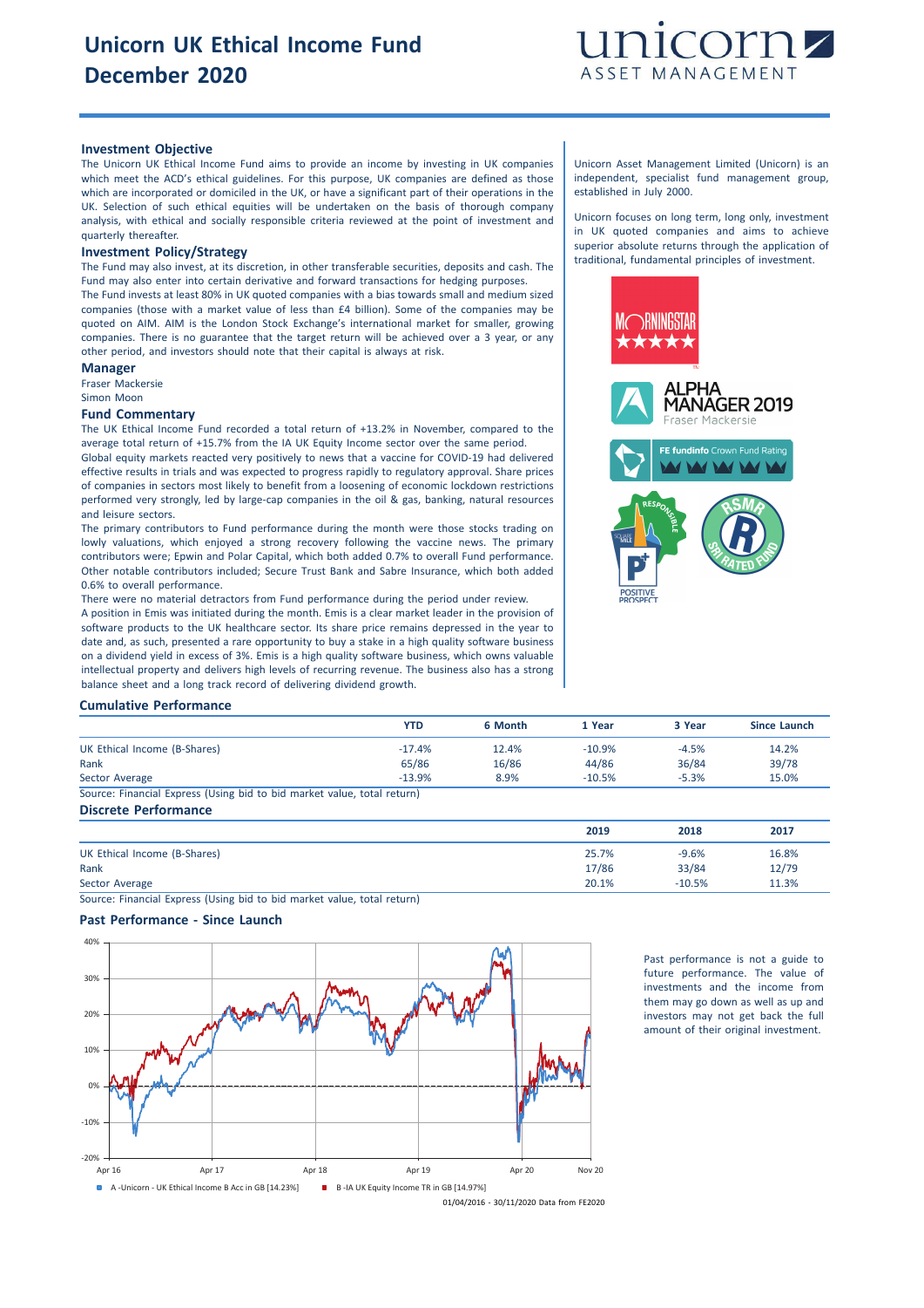# Unicorn UK Ethical Income Fund
# December 2020

unicorn ASSET MANAGEMENT

## Investment Objective

The Unicorn UK Ethical Income Fund aims to provide an income by investing in UK companies which meet the ACD's ethical guidelines. For this purpose, UK companies are defined as those which are incorporated or domiciled in the UK, or have a significant part of their operations in the UK. Selection of such ethical equities will be undertaken on the basis of thorough company analysis, with ethical and socially responsible criteria reviewed at the point of investment and quarterly thereafter.

## Investment Policy/Strategy

The Fund may also invest, at its discretion, in other transferable securities, deposits and cash. The Fund may also enter into certain derivative and forward transactions for hedging purposes.

The Fund invests at least 80% in UK quoted companies with a bias towards small and medium sized companies (those with a market value of less than £4 billion). Some of the companies may be quoted on AIM. AIM is the London Stock Exchange's international market for smaller, growing companies. There is no guarantee that the target return will be achieved over a 3 year, or any other period, and investors should note that their capital is always at risk.

## Manager

Fraser Mackersie
Simon Moon

## Fund Commentary

The UK Ethical Income Fund recorded a total return of +13.2% in November, compared to the average total return of +15.7% from the IA UK Equity Income sector over the same period.

Global equity markets reacted very positively to news that a vaccine for COVID-19 had delivered effective results in trials and was expected to progress rapidly to regulatory approval. Share prices of companies in sectors most likely to benefit from a loosening of economic lockdown restrictions performed very strongly, led by large-cap companies in the oil & gas, banking, natural resources and leisure sectors.

The primary contributors to Fund performance during the month were those stocks trading on lowly valuations, which enjoyed a strong recovery following the vaccine news. The primary contributors were; Epwin and Polar Capital, which both added 0.7% to overall Fund performance. Other notable contributors included; Secure Trust Bank and Sabre Insurance, which both added 0.6% to overall performance.

There were no material detractors from Fund performance during the period under review.

A position in Emis was initiated during the month. Emis is a clear market leader in the provision of software products to the UK healthcare sector. Its share price remains depressed in the year to date and, as such, presented a rare opportunity to buy a stake in a high quality software business on a dividend yield in excess of 3%. Emis is a high quality software business, which owns valuable intellectual property and delivers high levels of recurring revenue. The business also has a strong balance sheet and a long track record of delivering dividend growth.

Unicorn Asset Management Limited (Unicorn) is an independent, specialist fund management group, established in July 2000.

Unicorn focuses on long term, long only, investment in UK quoted companies and aims to achieve superior absolute returns through the application of traditional, fundamental principles of investment.

MORNINGSTAR ★★★★★

ALPHA MANAGER 2019 — Fraser Mackersie

FE fundinfo Crown Fund Rating

RESPONSIBLE — SQUARE MILE; POSITIVE PROSPECT; RSMR SRI RATED FUND

## Cumulative Performance

| | YTD | 6 Month | 1 Year | 3 Year | Since Launch |
|---|---|---|---|---|---|
| UK Ethical Income (B-Shares) | -17.4% | 12.4% | -10.9% | -4.5% | 14.2% |
| Rank | 65/86 | 16/86 | 44/86 | 36/84 | 39/78 |
| Sector Average | -13.9% | 8.9% | -10.5% | -5.3% | 15.0% |

Source: Financial Express (Using bid to bid market value, total return)

## Discrete Performance

| | 2019 | 2018 | 2017 |
|---|---|---|---|
| UK Ethical Income (B-Shares) | 25.7% | -9.6% | 16.8% |
| Rank | 17/86 | 33/84 | 12/79 |
| Sector Average | 20.1% | -10.5% | 11.3% |

Source: Financial Express (Using bid to bid market value, total return)

## Past Performance - Since Launch

A -Unicorn - UK Ethical Income B Acc in GB [14.23%]   B -IA UK Equity Income TR in GB [14.97%]

01/04/2016 - 30/11/2020 Data from FE2020

Past performance is not a guide to future performance. The value of investments and the income from them may go down as well as up and investors may not get back the full amount of their original investment.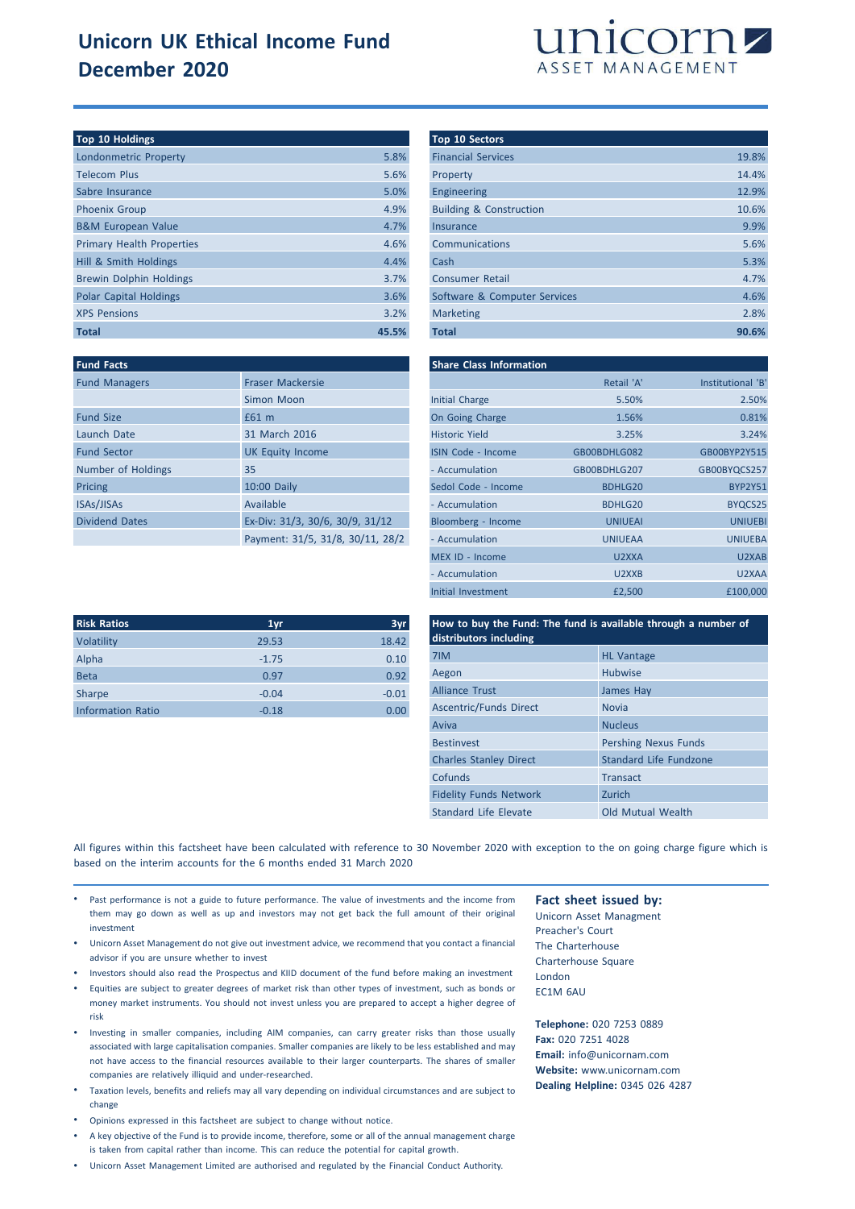# Unicorn UK Ethical Income Fund
# December 2020

unicorn ASSET MANAGEMENT

| Top 10 Holdings | |
|---|---|
| Londonmetric Property | 5.8% |
| Telecom Plus | 5.6% |
| Sabre Insurance | 5.0% |
| Phoenix Group | 4.9% |
| B&M European Value | 4.7% |
| Primary Health Properties | 4.6% |
| Hill & Smith Holdings | 4.4% |
| Brewin Dolphin Holdings | 3.7% |
| Polar Capital Holdings | 3.6% |
| XPS Pensions | 3.2% |
| **Total** | **45.5%** |

| Top 10 Sectors | |
|---|---|
| Financial Services | 19.8% |
| Property | 14.4% |
| Engineering | 12.9% |
| Building & Construction | 10.6% |
| Insurance | 9.9% |
| Communications | 5.6% |
| Cash | 5.3% |
| Consumer Retail | 4.7% |
| Software & Computer Services | 4.6% |
| Marketing | 2.8% |
| **Total** | **90.6%** |

| Fund Facts | |
|---|---|
| Fund Managers | Fraser Mackersie |
| | Simon Moon |
| Fund Size | £61 m |
| Launch Date | 31 March 2016 |
| Fund Sector | UK Equity Income |
| Number of Holdings | 35 |
| Pricing | 10:00 Daily |
| ISAs/JISAs | Available |
| Dividend Dates | Ex-Div: 31/3, 30/6, 30/9, 31/12 |
| | Payment: 31/5, 31/8, 30/11, 28/2 |

| Share Class Information | Retail 'A' | Institutional 'B' |
|---|---|---|
| Initial Charge | 5.50% | 2.50% |
| On Going Charge | 1.56% | 0.81% |
| Historic Yield | 3.25% | 3.24% |
| ISIN Code - Income | GB00BDHLG082 | GB00BYP2Y515 |
| - Accumulation | GB00BDHLG207 | GB00BYQCS257 |
| Sedol Code - Income | BDHLG20 | BYP2Y51 |
| - Accumulation | BDHLG20 | BYQCS25 |
| Bloomberg - Income | UNIUEAI | UNIUEBI |
| - Accumulation | UNIUEAA | UNIUEBA |
| MEX ID - Income | U2XXA | U2XAB |
| - Accumulation | U2XXB | U2XAA |
| Initial Investment | £2,500 | £100,000 |

| Risk Ratios | 1yr | 3yr |
|---|---|---|
| Volatility | 29.53 | 18.42 |
| Alpha | -1.75 | 0.10 |
| Beta | 0.97 | 0.92 |
| Sharpe | -0.04 | -0.01 |
| Information Ratio | -0.18 | 0.00 |

| How to buy the Fund: The fund is available through a number of distributors including | |
|---|---|
| 7IM | HL Vantage |
| Aegon | Hubwise |
| Alliance Trust | James Hay |
| Ascentric/Funds Direct | Novia |
| Aviva | Nucleus |
| Bestinvest | Pershing Nexus Funds |
| Charles Stanley Direct | Standard Life Fundzone |
| Cofunds | Transact |
| Fidelity Funds Network | Zurich |
| Standard Life Elevate | Old Mutual Wealth |

All figures within this factsheet have been calculated with reference to 30 November 2020 with exception to the on going charge figure which is based on the interim accounts for the 6 months ended 31 March 2020

- Past performance is not a guide to future performance. The value of investments and the income from them may go down as well as up and investors may not get back the full amount of their original investment
- Unicorn Asset Management do not give out investment advice, we recommend that you contact a financial advisor if you are unsure whether to invest
- Investors should also read the Prospectus and KIID document of the fund before making an investment
- Equities are subject to greater degrees of market risk than other types of investment, such as bonds or money market instruments. You should not invest unless you are prepared to accept a higher degree of risk
- Investing in smaller companies, including AIM companies, can carry greater risks than those usually associated with large capitalisation companies. Smaller companies are likely to be less established and may not have access to the financial resources available to their larger counterparts. The shares of smaller companies are relatively illiquid and under-researched.
- Taxation levels, benefits and reliefs may all vary depending on individual circumstances and are subject to change
- Opinions expressed in this factsheet are subject to change without notice.
- A key objective of the Fund is to provide income, therefore, some or all of the annual management charge is taken from capital rather than income. This can reduce the potential for capital growth.
- Unicorn Asset Management Limited are authorised and regulated by the Financial Conduct Authority.

**Fact sheet issued by:**

Unicorn Asset Managment
Preacher's Court
The Charterhouse
Charterhouse Square
London
EC1M 6AU

**Telephone:** 020 7253 0889
**Fax:** 020 7251 4028
**Email:** info@unicornam.com
**Website:** www.unicornam.com
**Dealing Helpline:** 0345 026 4287